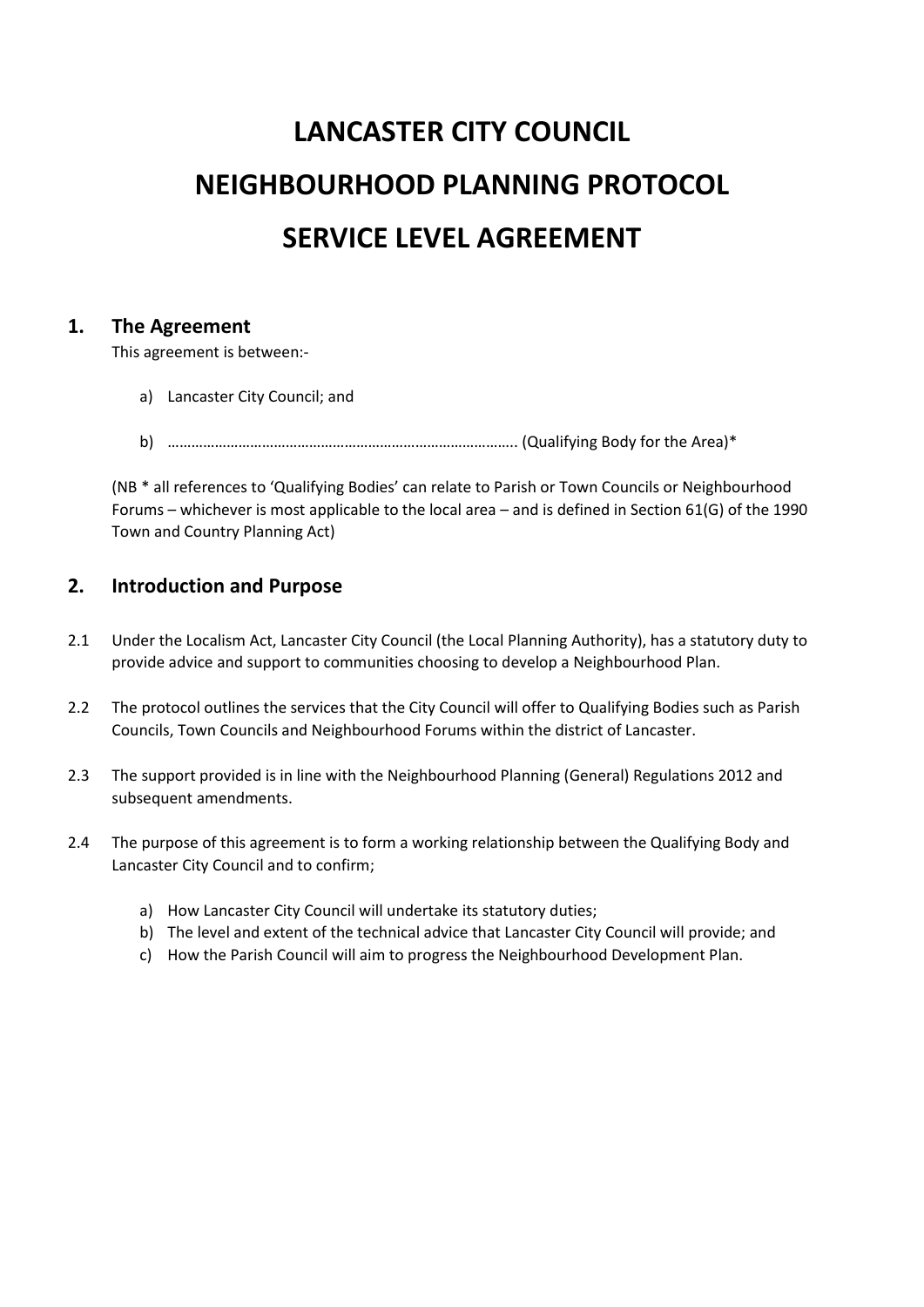# LANCASTER CITY COUNCIL

# NEIGHBOURHOOD PLANNING PROTOCOL

# SERVICE LEVEL AGREEMENT

## 1. The Agreement

This agreement is between:-

a) Lancaster City Council; and

b) ……………………………………………………………………………. (Qualifying Body for the Area)*

(NB * all references to 'Qualifying Bodies' can relate to Parish or Town Councils or Neighbourhood Forums – whichever is most applicable to the local area – and is defined in Section 61(G) of the 1990 Town and Country Planning Act)

## 2. Introduction and Purpose

2.1 Under the Localism Act, Lancaster City Council (the Local Planning Authority), has a statutory duty to provide advice and support to communities choosing to develop a Neighbourhood Plan.

2.2 The protocol outlines the services that the City Council will offer to Qualifying Bodies such as Parish Councils, Town Councils and Neighbourhood Forums within the district of Lancaster.

2.3 The support provided is in line with the Neighbourhood Planning (General) Regulations 2012 and subsequent amendments.

2.4 The purpose of this agreement is to form a working relationship between the Qualifying Body and Lancaster City Council and to confirm;

a) How Lancaster City Council will undertake its statutory duties;
b) The level and extent of the technical advice that Lancaster City Council will provide; and
c) How the Parish Council will aim to progress the Neighbourhood Development Plan.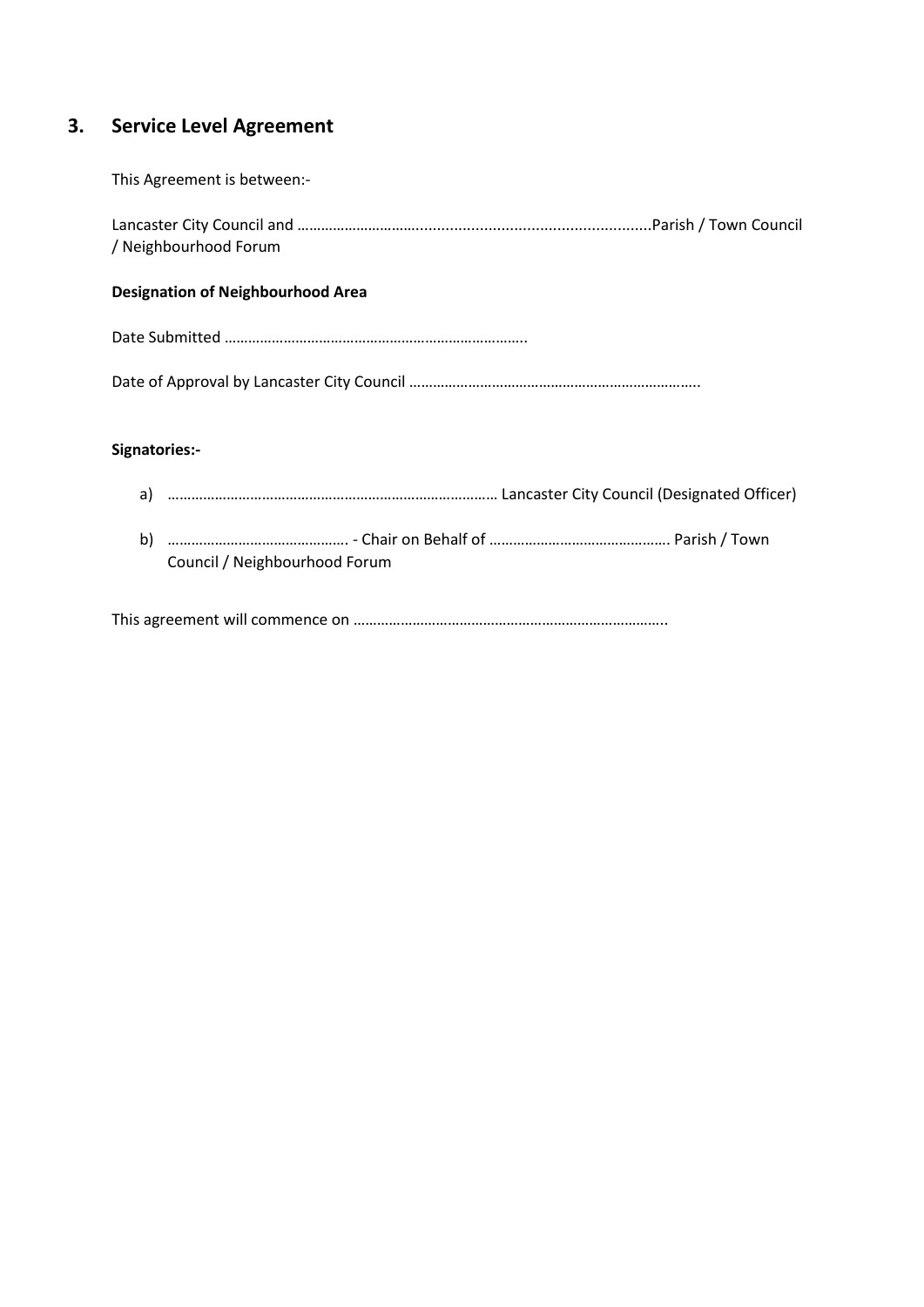## 3. Service Level Agreement

This Agreement is between:-

Lancaster City Council and ……………………….....................................................Parish / Town Council / Neighbourhood Forum

**Designation of Neighbourhood Area**

Date Submitted …………………………………………………………………..

Date of Approval by Lancaster City Council ………………………………………………………………..

**Signatories:-**

a) ………………………………………………………………………… Lancaster City Council (Designated Officer)

b) ………………………………………. - Chair on Behalf of ………………………………………. Parish / Town Council / Neighbourhood Forum

This agreement will commence on ……………………………………………………………………..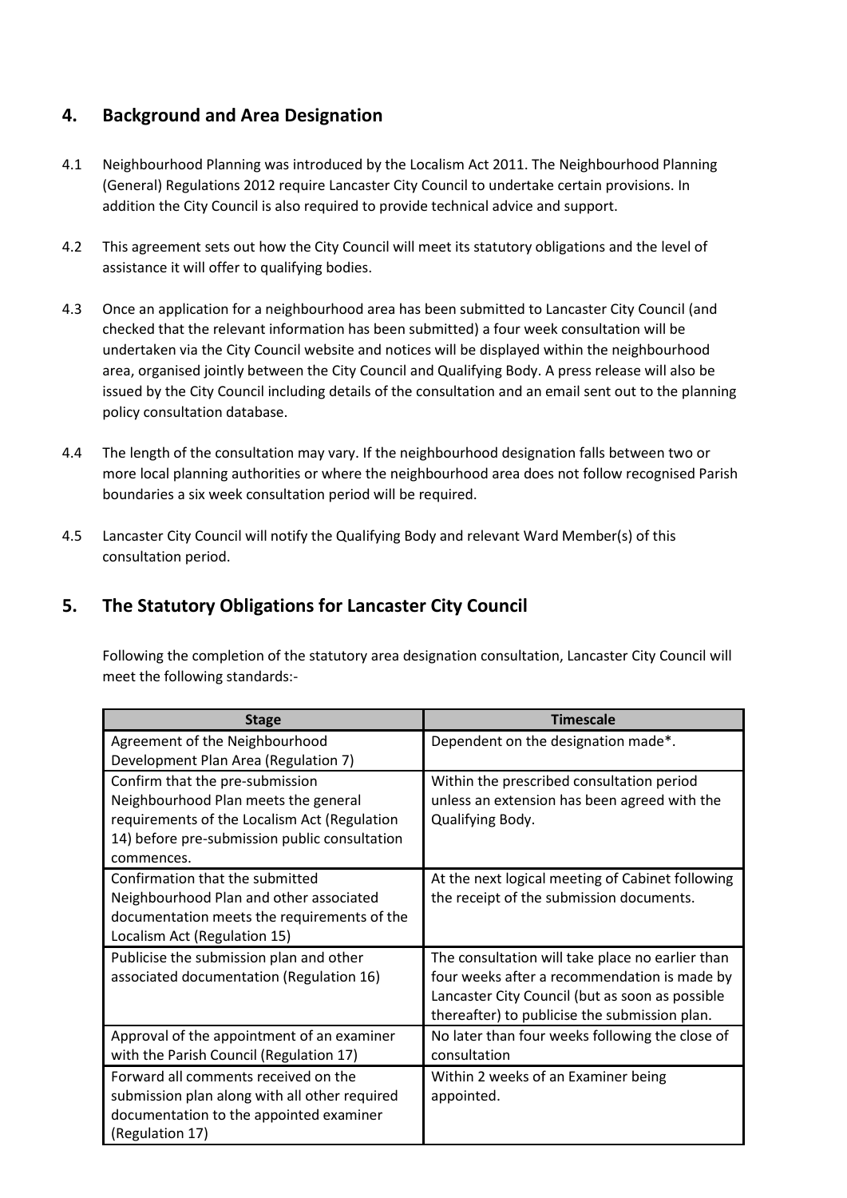## 4. Background and Area Designation

4.1 Neighbourhood Planning was introduced by the Localism Act 2011. The Neighbourhood Planning (General) Regulations 2012 require Lancaster City Council to undertake certain provisions. In addition the City Council is also required to provide technical advice and support.

4.2 This agreement sets out how the City Council will meet its statutory obligations and the level of assistance it will offer to qualifying bodies.

4.3 Once an application for a neighbourhood area has been submitted to Lancaster City Council (and checked that the relevant information has been submitted) a four week consultation will be undertaken via the City Council website and notices will be displayed within the neighbourhood area, organised jointly between the City Council and Qualifying Body. A press release will also be issued by the City Council including details of the consultation and an email sent out to the planning policy consultation database.

4.4 The length of the consultation may vary. If the neighbourhood designation falls between two or more local planning authorities or where the neighbourhood area does not follow recognised Parish boundaries a six week consultation period will be required.

4.5 Lancaster City Council will notify the Qualifying Body and relevant Ward Member(s) of this consultation period.

## 5. The Statutory Obligations for Lancaster City Council

Following the completion of the statutory area designation consultation, Lancaster City Council will meet the following standards:-

| Stage | Timescale |
|---|---|
| Agreement of the Neighbourhood Development Plan Area (Regulation 7) | Dependent on the designation made*. |
| Confirm that the pre-submission Neighbourhood Plan meets the general requirements of the Localism Act (Regulation 14) before pre-submission public consultation commences. | Within the prescribed consultation period unless an extension has been agreed with the Qualifying Body. |
| Confirmation that the submitted Neighbourhood Plan and other associated documentation meets the requirements of the Localism Act (Regulation 15) | At the next logical meeting of Cabinet following the receipt of the submission documents. |
| Publicise the submission plan and other associated documentation (Regulation 16) | The consultation will take place no earlier than four weeks after a recommendation is made by Lancaster City Council (but as soon as possible thereafter) to publicise the submission plan. |
| Approval of the appointment of an examiner with the Parish Council (Regulation 17) | No later than four weeks following the close of consultation |
| Forward all comments received on the submission plan along with all other required documentation to the appointed examiner (Regulation 17) | Within 2 weeks of an Examiner being appointed. |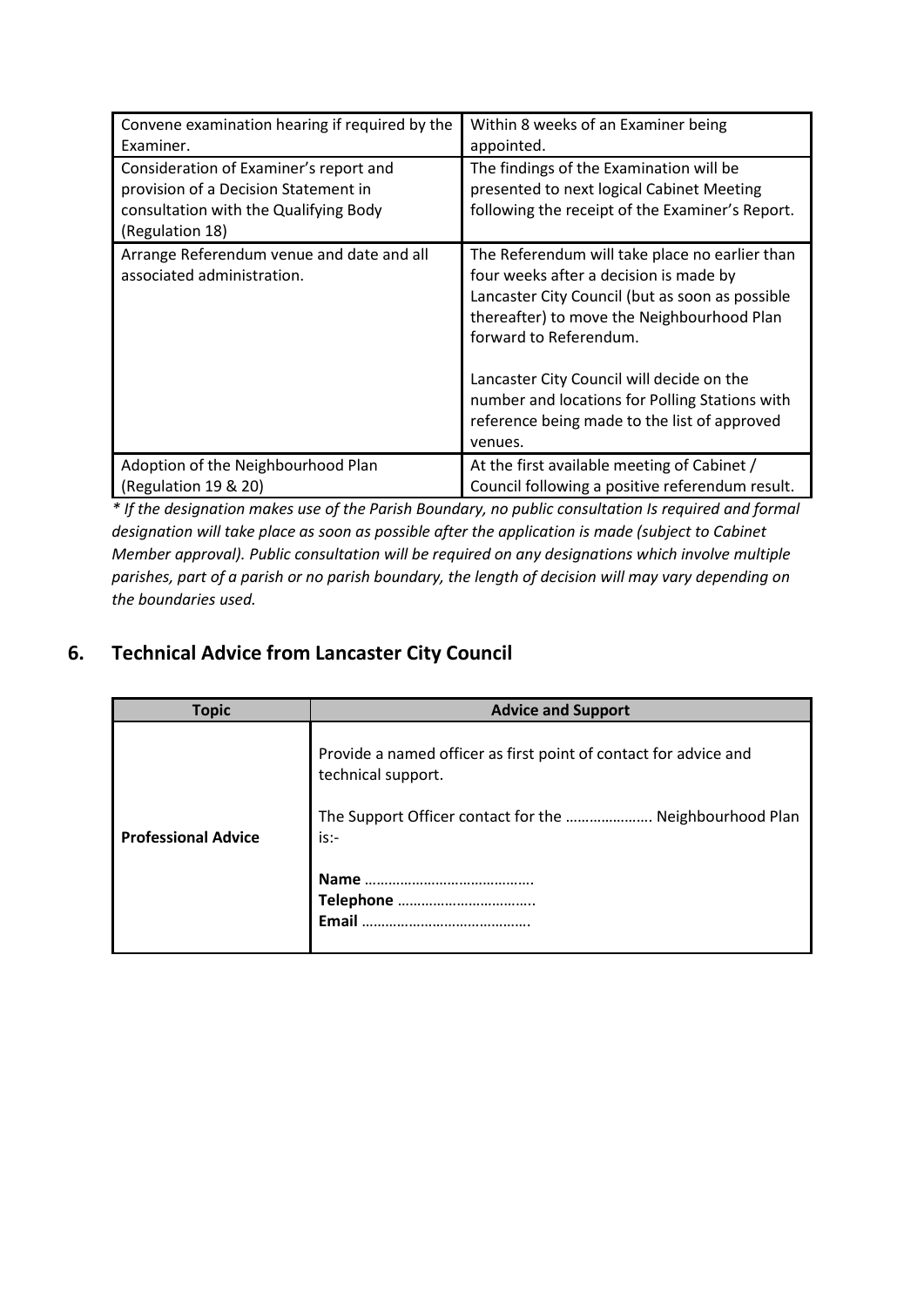| | |
|---|---|
| Convene examination hearing if required by the Examiner. | Within 8 weeks of an Examiner being appointed. |
| Consideration of Examiner's report and provision of a Decision Statement in consultation with the Qualifying Body (Regulation 18) | The findings of the Examination will be presented to next logical Cabinet Meeting following the receipt of the Examiner's Report. |
| Arrange Referendum venue and date and all associated administration. | The Referendum will take place no earlier than four weeks after a decision is made by Lancaster City Council (but as soon as possible thereafter) to move the Neighbourhood Plan forward to Referendum.<br><br>Lancaster City Council will decide on the number and locations for Polling Stations with reference being made to the list of approved venues. |
| Adoption of the Neighbourhood Plan (Regulation 19 & 20) | At the first available meeting of Cabinet / Council following a positive referendum result. |

*\* If the designation makes use of the Parish Boundary, no public consultation Is required and formal designation will take place as soon as possible after the application is made (subject to Cabinet Member approval). Public consultation will be required on any designations which involve multiple parishes, part of a parish or no parish boundary, the length of decision will may vary depending on the boundaries used.*

## 6. Technical Advice from Lancaster City Council

| Topic | Advice and Support |
|---|---|
| **Professional Advice** | Provide a named officer as first point of contact for advice and technical support.<br><br>The Support Officer contact for the …………………. Neighbourhood Plan is:-<br><br>**Name** …………………………………….<br>**Telephone** ……………………………..<br>**Email** ……………………………………. |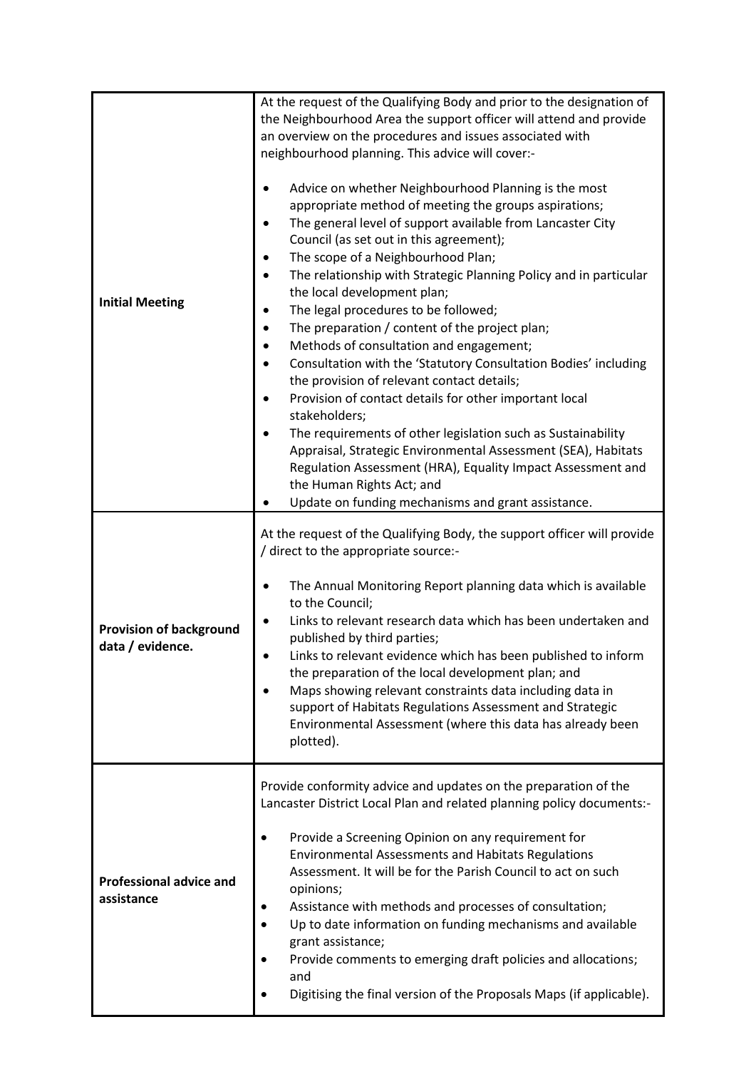| | |
|---|---|
| **Initial Meeting** | At the request of the Qualifying Body and prior to the designation of the Neighbourhood Area the support officer will attend and provide an overview on the procedures and issues associated with neighbourhood planning. This advice will cover:-<br><br>• Advice on whether Neighbourhood Planning is the most appropriate method of meeting the groups aspirations;<br>• The general level of support available from Lancaster City Council (as set out in this agreement);<br>• The scope of a Neighbourhood Plan;<br>• The relationship with Strategic Planning Policy and in particular the local development plan;<br>• The legal procedures to be followed;<br>• The preparation / content of the project plan;<br>• Methods of consultation and engagement;<br>• Consultation with the 'Statutory Consultation Bodies' including the provision of relevant contact details;<br>• Provision of contact details for other important local stakeholders;<br>• The requirements of other legislation such as Sustainability Appraisal, Strategic Environmental Assessment (SEA), Habitats Regulation Assessment (HRA), Equality Impact Assessment and the Human Rights Act; and<br>• Update on funding mechanisms and grant assistance. |
| **Provision of background data / evidence.** | At the request of the Qualifying Body, the support officer will provide / direct to the appropriate source:-<br><br>• The Annual Monitoring Report planning data which is available to the Council;<br>• Links to relevant research data which has been undertaken and published by third parties;<br>• Links to relevant evidence which has been published to inform the preparation of the local development plan; and<br>• Maps showing relevant constraints data including data in support of Habitats Regulations Assessment and Strategic Environmental Assessment (where this data has already been plotted). |
| **Professional advice and assistance** | Provide conformity advice and updates on the preparation of the Lancaster District Local Plan and related planning policy documents:-<br><br>• Provide a Screening Opinion on any requirement for Environmental Assessments and Habitats Regulations Assessment. It will be for the Parish Council to act on such opinions;<br>• Assistance with methods and processes of consultation;<br>• Up to date information on funding mechanisms and available grant assistance;<br>• Provide comments to emerging draft policies and allocations; and<br>• Digitising the final version of the Proposals Maps (if applicable). |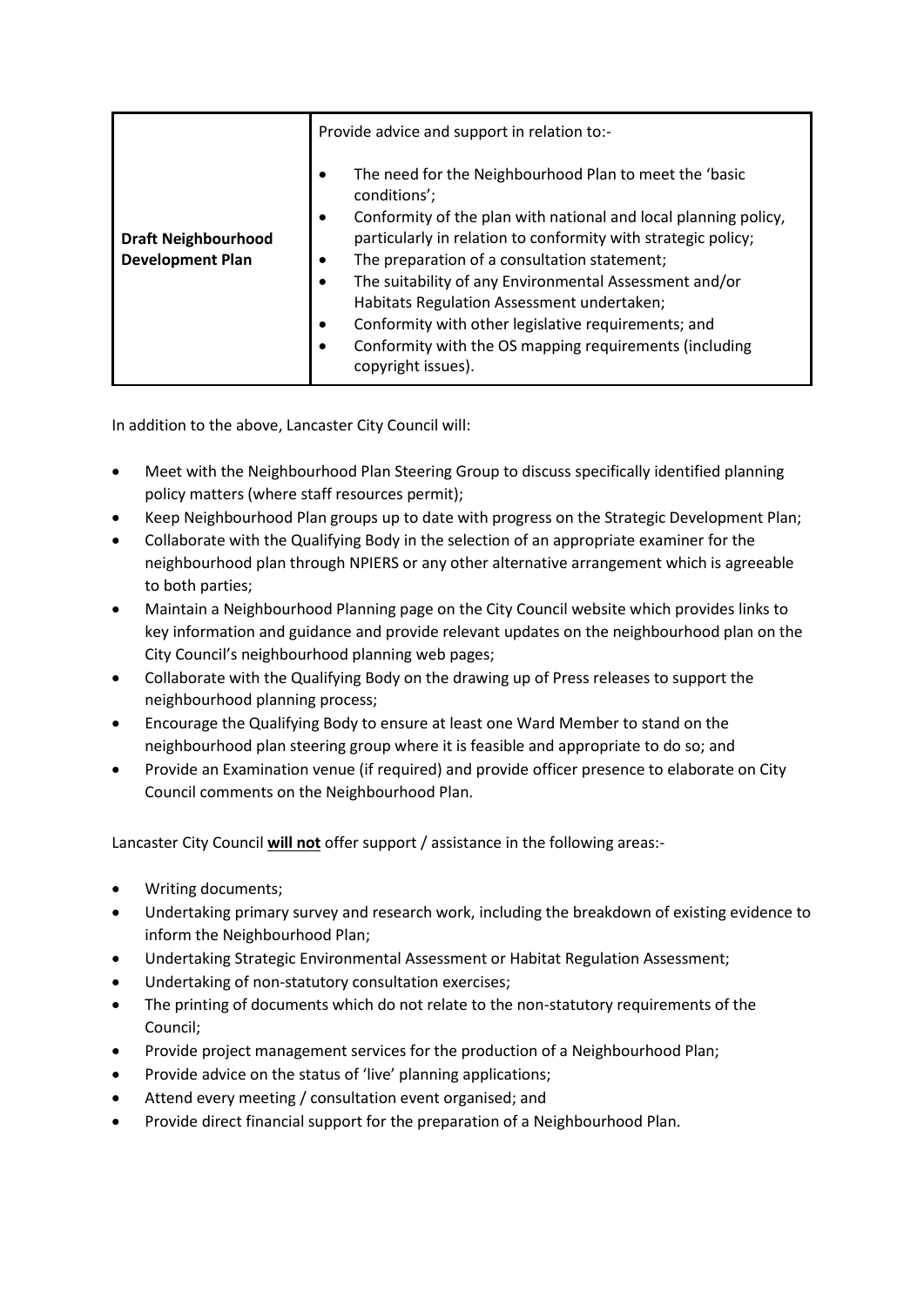| | |
|---|---|
| **Draft Neighbourhood Development Plan** | Provide advice and support in relation to:-<br><br>• The need for the Neighbourhood Plan to meet the 'basic conditions';<br>• Conformity of the plan with national and local planning policy, particularly in relation to conformity with strategic policy;<br>• The preparation of a consultation statement;<br>• The suitability of any Environmental Assessment and/or Habitats Regulation Assessment undertaken;<br>• Conformity with other legislative requirements; and<br>• Conformity with the OS mapping requirements (including copyright issues). |

In addition to the above, Lancaster City Council will:

- Meet with the Neighbourhood Plan Steering Group to discuss specifically identified planning policy matters (where staff resources permit);
- Keep Neighbourhood Plan groups up to date with progress on the Strategic Development Plan;
- Collaborate with the Qualifying Body in the selection of an appropriate examiner for the neighbourhood plan through NPIERS or any other alternative arrangement which is agreeable to both parties;
- Maintain a Neighbourhood Planning page on the City Council website which provides links to key information and guidance and provide relevant updates on the neighbourhood plan on the City Council's neighbourhood planning web pages;
- Collaborate with the Qualifying Body on the drawing up of Press releases to support the neighbourhood planning process;
- Encourage the Qualifying Body to ensure at least one Ward Member to stand on the neighbourhood plan steering group where it is feasible and appropriate to do so; and
- Provide an Examination venue (if required) and provide officer presence to elaborate on City Council comments on the Neighbourhood Plan.

Lancaster City Council **will not** offer support / assistance in the following areas:-

- Writing documents;
- Undertaking primary survey and research work, including the breakdown of existing evidence to inform the Neighbourhood Plan;
- Undertaking Strategic Environmental Assessment or Habitat Regulation Assessment;
- Undertaking of non-statutory consultation exercises;
- The printing of documents which do not relate to the non-statutory requirements of the Council;
- Provide project management services for the production of a Neighbourhood Plan;
- Provide advice on the status of 'live' planning applications;
- Attend every meeting / consultation event organised; and
- Provide direct financial support for the preparation of a Neighbourhood Plan.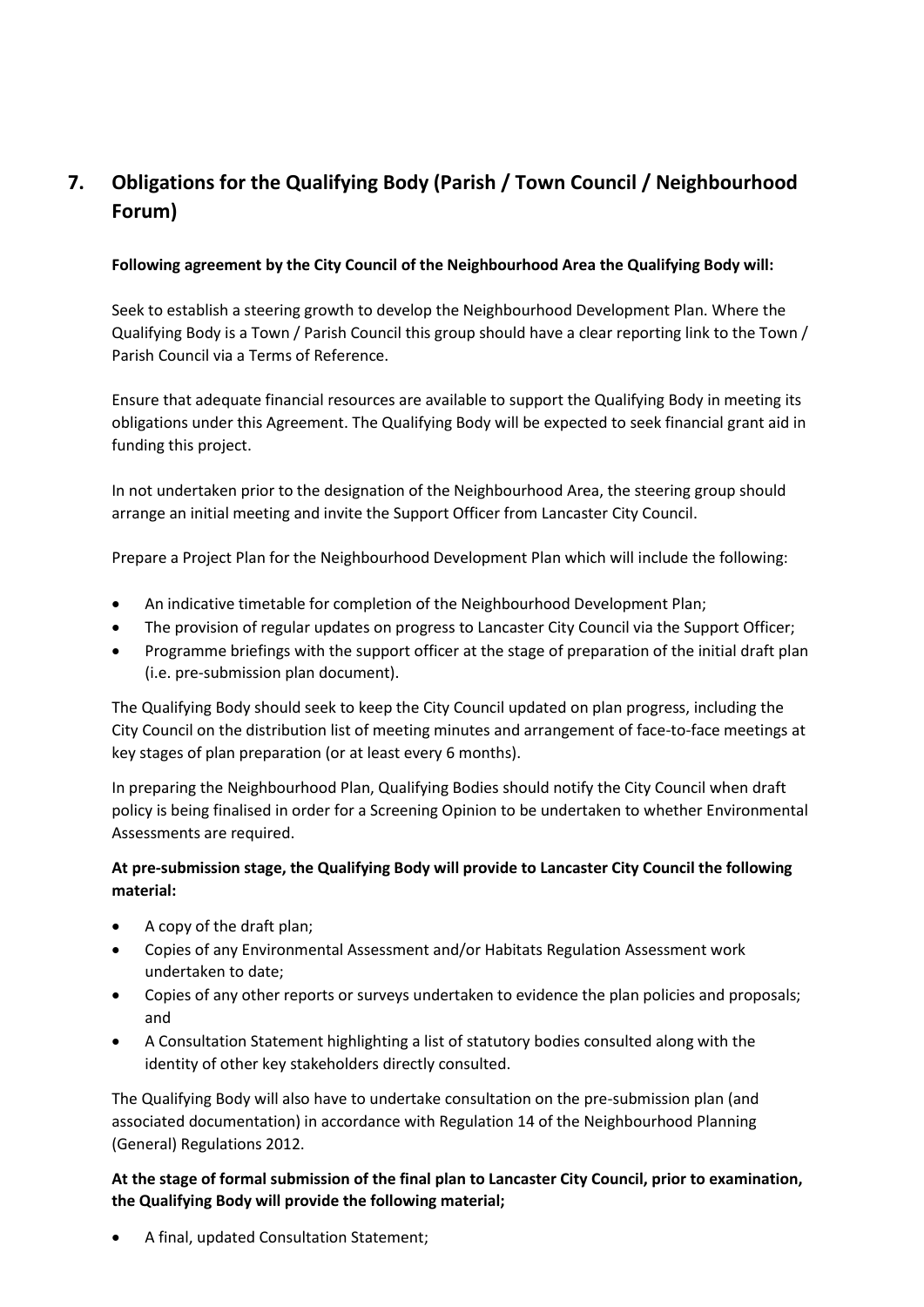## 7. Obligations for the Qualifying Body (Parish / Town Council / Neighbourhood Forum)

**Following agreement by the City Council of the Neighbourhood Area the Qualifying Body will:**

Seek to establish a steering growth to develop the Neighbourhood Development Plan. Where the Qualifying Body is a Town / Parish Council this group should have a clear reporting link to the Town / Parish Council via a Terms of Reference.

Ensure that adequate financial resources are available to support the Qualifying Body in meeting its obligations under this Agreement. The Qualifying Body will be expected to seek financial grant aid in funding this project.

In not undertaken prior to the designation of the Neighbourhood Area, the steering group should arrange an initial meeting and invite the Support Officer from Lancaster City Council.

Prepare a Project Plan for the Neighbourhood Development Plan which will include the following:

- An indicative timetable for completion of the Neighbourhood Development Plan;
- The provision of regular updates on progress to Lancaster City Council via the Support Officer;
- Programme briefings with the support officer at the stage of preparation of the initial draft plan (i.e. pre-submission plan document).

The Qualifying Body should seek to keep the City Council updated on plan progress, including the City Council on the distribution list of meeting minutes and arrangement of face-to-face meetings at key stages of plan preparation (or at least every 6 months).

In preparing the Neighbourhood Plan, Qualifying Bodies should notify the City Council when draft policy is being finalised in order for a Screening Opinion to be undertaken to whether Environmental Assessments are required.

**At pre-submission stage, the Qualifying Body will provide to Lancaster City Council the following material:**

- A copy of the draft plan;
- Copies of any Environmental Assessment and/or Habitats Regulation Assessment work undertaken to date;
- Copies of any other reports or surveys undertaken to evidence the plan policies and proposals; and
- A Consultation Statement highlighting a list of statutory bodies consulted along with the identity of other key stakeholders directly consulted.

The Qualifying Body will also have to undertake consultation on the pre-submission plan (and associated documentation) in accordance with Regulation 14 of the Neighbourhood Planning (General) Regulations 2012.

**At the stage of formal submission of the final plan to Lancaster City Council, prior to examination, the Qualifying Body will provide the following material;**

- A final, updated Consultation Statement;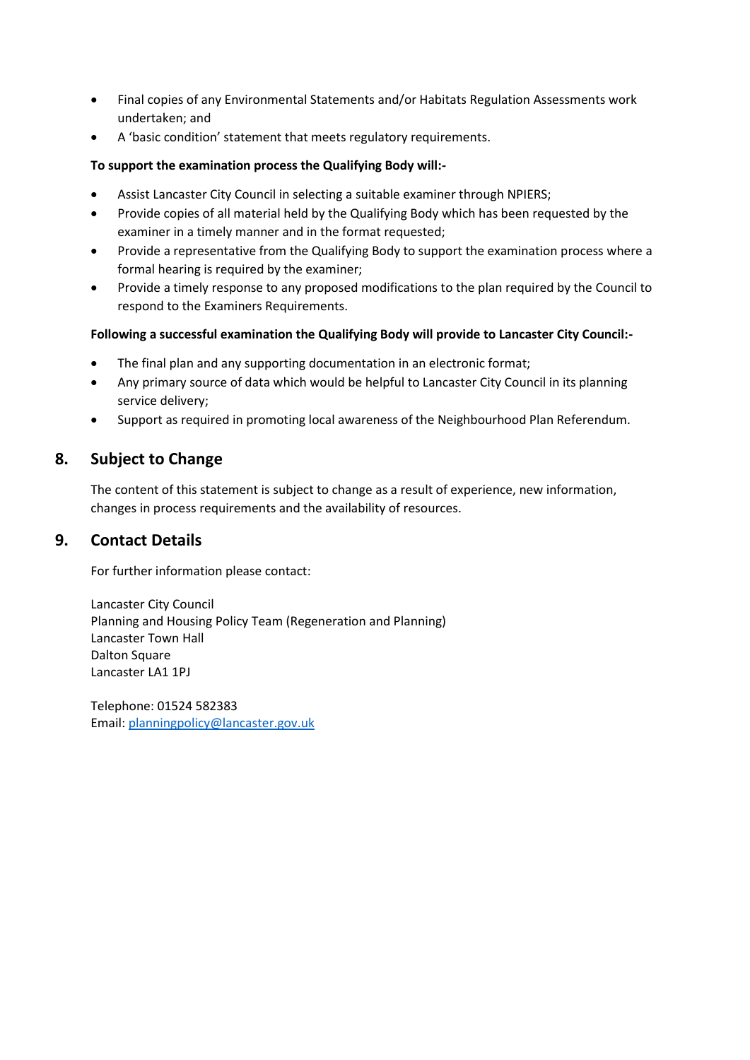- Final copies of any Environmental Statements and/or Habitats Regulation Assessments work undertaken; and
- A 'basic condition' statement that meets regulatory requirements.

**To support the examination process the Qualifying Body will:-**

- Assist Lancaster City Council in selecting a suitable examiner through NPIERS;
- Provide copies of all material held by the Qualifying Body which has been requested by the examiner in a timely manner and in the format requested;
- Provide a representative from the Qualifying Body to support the examination process where a formal hearing is required by the examiner;
- Provide a timely response to any proposed modifications to the plan required by the Council to respond to the Examiners Requirements.

**Following a successful examination the Qualifying Body will provide to Lancaster City Council:-**

- The final plan and any supporting documentation in an electronic format;
- Any primary source of data which would be helpful to Lancaster City Council in its planning service delivery;
- Support as required in promoting local awareness of the Neighbourhood Plan Referendum.

## 8. Subject to Change

The content of this statement is subject to change as a result of experience, new information, changes in process requirements and the availability of resources.

## 9. Contact Details

For further information please contact:

Lancaster City Council
Planning and Housing Policy Team (Regeneration and Planning)
Lancaster Town Hall
Dalton Square
Lancaster LA1 1PJ

Telephone: 01524 582383
Email: planningpolicy@lancaster.gov.uk